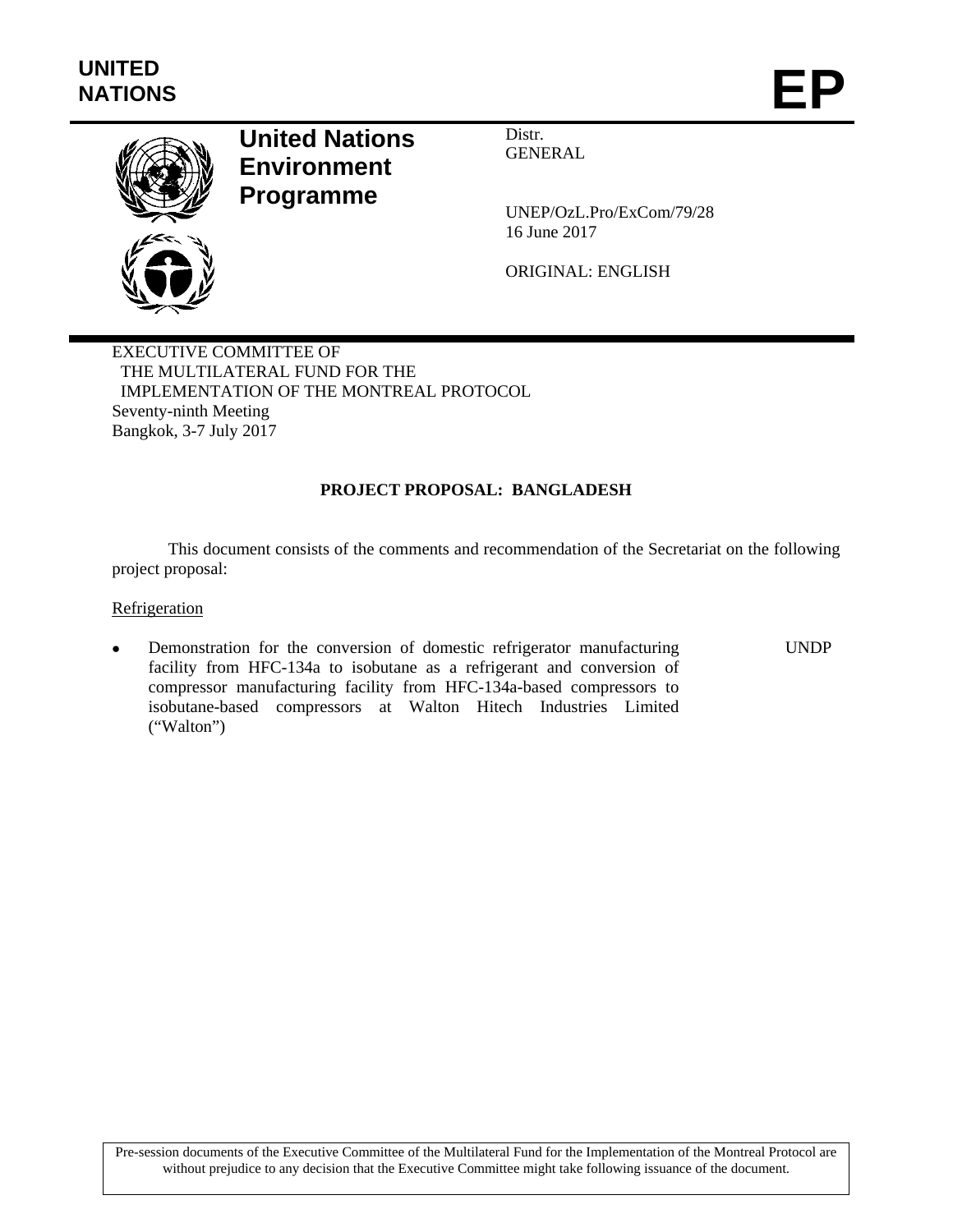**UNITED NATIONS**

# EP

**United Nations Environment Programme**

Distr.
GENERAL

UNEP/OzL.Pro/ExCom/79/28
16 June 2017

ORIGINAL: ENGLISH

EXECUTIVE COMMITTEE OF
THE MULTILATERAL FUND FOR THE
IMPLEMENTATION OF THE MONTREAL PROTOCOL
Seventy-ninth Meeting
Bangkok, 3-7 July 2017

## PROJECT PROPOSAL: BANGLADESH

This document consists of the comments and recommendation of the Secretariat on the following project proposal:

Refrigeration

- Demonstration for the conversion of domestic refrigerator manufacturing facility from HFC-134a to isobutane as a refrigerant and conversion of compressor manufacturing facility from HFC-134a-based compressors to isobutane-based compressors at Walton Hitech Industries Limited ("Walton") — UNDP

Pre-session documents of the Executive Committee of the Multilateral Fund for the Implementation of the Montreal Protocol are without prejudice to any decision that the Executive Committee might take following issuance of the document.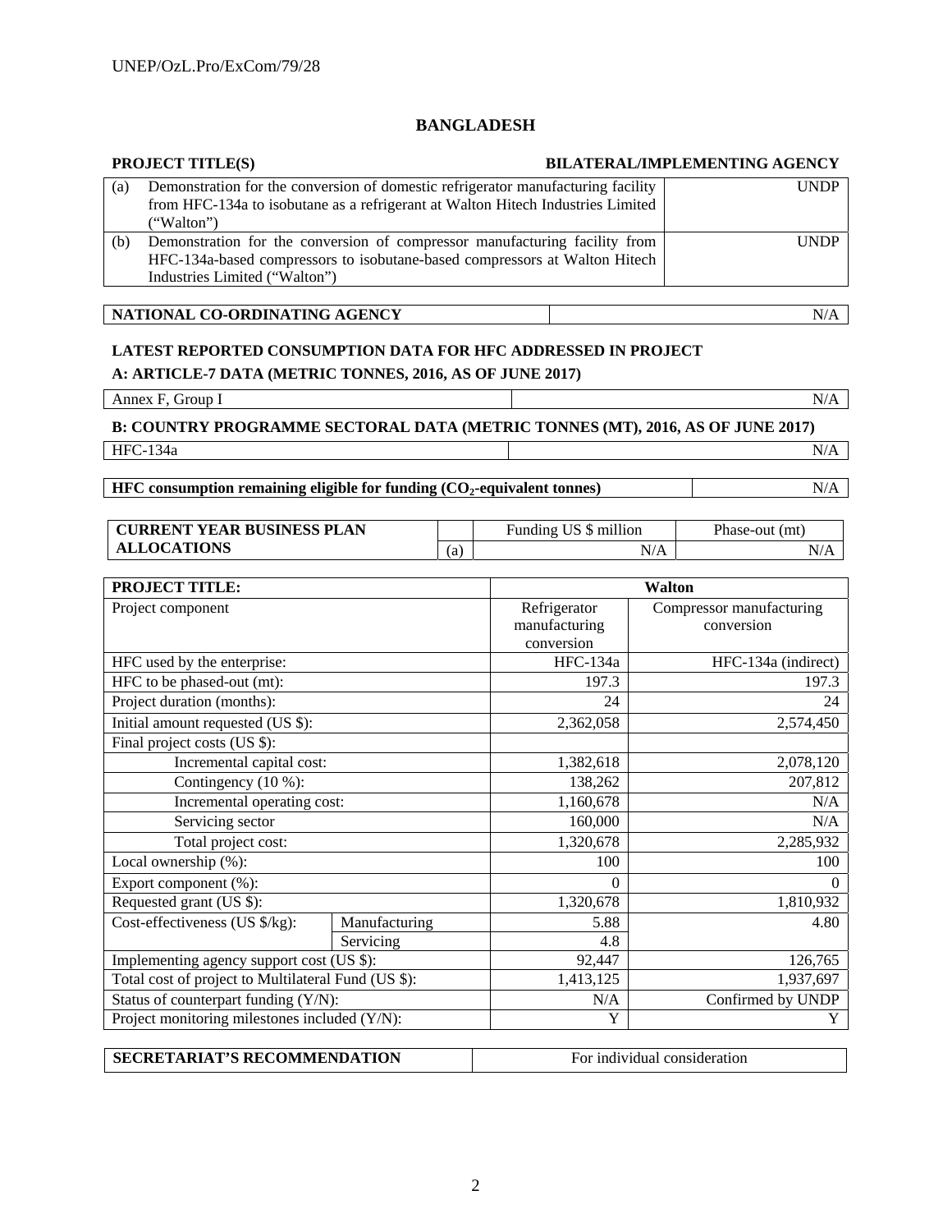# BANGLADESH

| PROJECT TITLE(S) | | BILATERAL/IMPLEMENTING AGENCY |
|---|---|---|
| (a) | Demonstration for the conversion of domestic refrigerator manufacturing facility from HFC-134a to isobutane as a refrigerant at Walton Hitech Industries Limited ("Walton") | UNDP |
| (b) | Demonstration for the conversion of compressor manufacturing facility from HFC-134a-based compressors to isobutane-based compressors at Walton Hitech Industries Limited ("Walton") | UNDP |

| NATIONAL CO-ORDINATING AGENCY | N/A |
|---|---|

**LATEST REPORTED CONSUMPTION DATA FOR HFC ADDRESSED IN PROJECT**

**A: ARTICLE-7 DATA (METRIC TONNES, 2016, AS OF JUNE 2017)**

| Annex F, Group I | N/A |
|---|---|

**B: COUNTRY PROGRAMME SECTORAL DATA (METRIC TONNES (MT), 2016, AS OF JUNE 2017)**

| HFC-134a | N/A |
|---|---|

| HFC consumption remaining eligible for funding ($CO_2$-equivalent tonnes) | N/A |
|---|---|

| CURRENT YEAR BUSINESS PLAN ALLOCATIONS | | Funding US $ million | Phase-out (mt) |
|---|---|---|---|
| | (a) | N/A | N/A |

| PROJECT TITLE: | | Walton | |
|---|---|---|---|
| Project component | | Refrigerator manufacturing conversion | Compressor manufacturing conversion |
| HFC used by the enterprise: | | HFC-134a | HFC-134a (indirect) |
| HFC to be phased-out (mt): | | 197.3 | 197.3 |
| Project duration (months): | | 24 | 24 |
| Initial amount requested (US $): | | 2,362,058 | 2,574,450 |
| Final project costs (US $): | | | |
| Incremental capital cost: | | 1,382,618 | 2,078,120 |
| Contingency (10 %): | | 138,262 | 207,812 |
| Incremental operating cost: | | 1,160,678 | N/A |
| Servicing sector | | 160,000 | N/A |
| Total project cost: | | 1,320,678 | 2,285,932 |
| Local ownership (%): | | 100 | 100 |
| Export component (%): | | 0 | 0 |
| Requested grant (US $): | | 1,320,678 | 1,810,932 |
| Cost-effectiveness (US $/kg): | Manufacturing | 5.88 | 4.80 |
| | Servicing | 4.8 | |
| Implementing agency support cost (US $): | | 92,447 | 126,765 |
| Total cost of project to Multilateral Fund (US $): | | 1,413,125 | 1,937,697 |
| Status of counterpart funding (Y/N): | | N/A | Confirmed by UNDP |
| Project monitoring milestones included (Y/N): | | Y | Y |

| SECRETARIAT'S RECOMMENDATION | For individual consideration |
|---|---|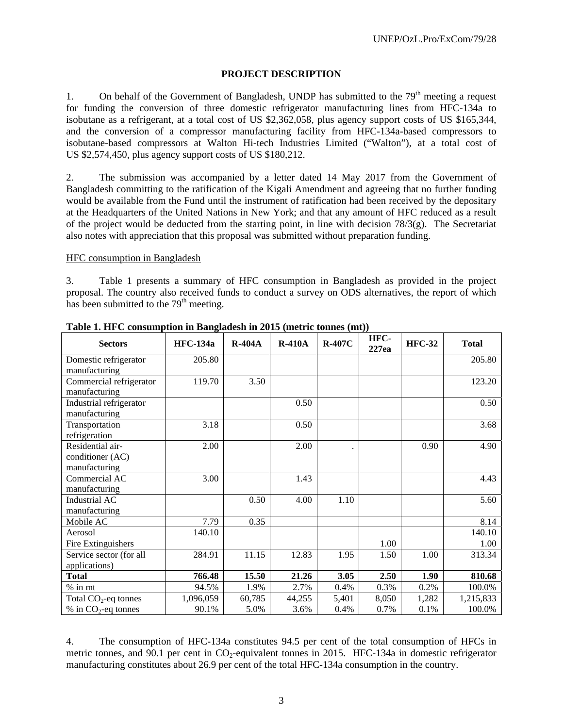## PROJECT DESCRIPTION

1. On behalf of the Government of Bangladesh, UNDP has submitted to the 79th meeting a request for funding the conversion of three domestic refrigerator manufacturing lines from HFC-134a to isobutane as a refrigerant, at a total cost of US $2,362,058, plus agency support costs of US $165,344, and the conversion of a compressor manufacturing facility from HFC-134a-based compressors to isobutane-based compressors at Walton Hi-tech Industries Limited ("Walton"), at a total cost of US $2,574,450, plus agency support costs of US $180,212.

2. The submission was accompanied by a letter dated 14 May 2017 from the Government of Bangladesh committing to the ratification of the Kigali Amendment and agreeing that no further funding would be available from the Fund until the instrument of ratification had been received by the depositary at the Headquarters of the United Nations in New York; and that any amount of HFC reduced as a result of the project would be deducted from the starting point, in line with decision 78/3(g). The Secretariat also notes with appreciation that this proposal was submitted without preparation funding.

HFC consumption in Bangladesh

3. Table 1 presents a summary of HFC consumption in Bangladesh as provided in the project proposal. The country also received funds to conduct a survey on ODS alternatives, the report of which has been submitted to the 79th meeting.

**Table 1. HFC consumption in Bangladesh in 2015 (metric tonnes (mt))**

| Sectors | HFC-134a | R-404A | R-410A | R-407C | HFC-227ea | HFC-32 | Total |
|---|---|---|---|---|---|---|---|
| Domestic refrigerator manufacturing | 205.80 | | | | | | 205.80 |
| Commercial refrigerator manufacturing | 119.70 | 3.50 | | | | | 123.20 |
| Industrial refrigerator manufacturing | | | 0.50 | | | | 0.50 |
| Transportation refrigeration | 3.18 | | 0.50 | | | | 3.68 |
| Residential air-conditioner (AC) manufacturing | 2.00 | | 2.00 | . | | 0.90 | 4.90 |
| Commercial AC manufacturing | 3.00 | | 1.43 | | | | 4.43 |
| Industrial AC manufacturing | | 0.50 | 4.00 | 1.10 | | | 5.60 |
| Mobile AC | 7.79 | 0.35 | | | | | 8.14 |
| Aerosol | 140.10 | | | | | | 140.10 |
| Fire Extinguishers | | | | | 1.00 | | 1.00 |
| Service sector (for all applications) | 284.91 | 11.15 | 12.83 | 1.95 | 1.50 | 1.00 | 313.34 |
| **Total** | **766.48** | **15.50** | **21.26** | **3.05** | **2.50** | **1.90** | **810.68** |
| % in mt | 94.5% | 1.9% | 2.7% | 0.4% | 0.3% | 0.2% | 100.0% |
| Total $CO_2$-eq tonnes | 1,096,059 | 60,785 | 44,255 | 5,401 | 8,050 | 1,282 | 1,215,833 |
| % in $CO_2$-eq tonnes | 90.1% | 5.0% | 3.6% | 0.4% | 0.7% | 0.1% | 100.0% |

4. The consumption of HFC-134a constitutes 94.5 per cent of the total consumption of HFCs in metric tonnes, and 90.1 per cent in $CO_2$-equivalent tonnes in 2015. HFC-134a in domestic refrigerator manufacturing constitutes about 26.9 per cent of the total HFC-134a consumption in the country.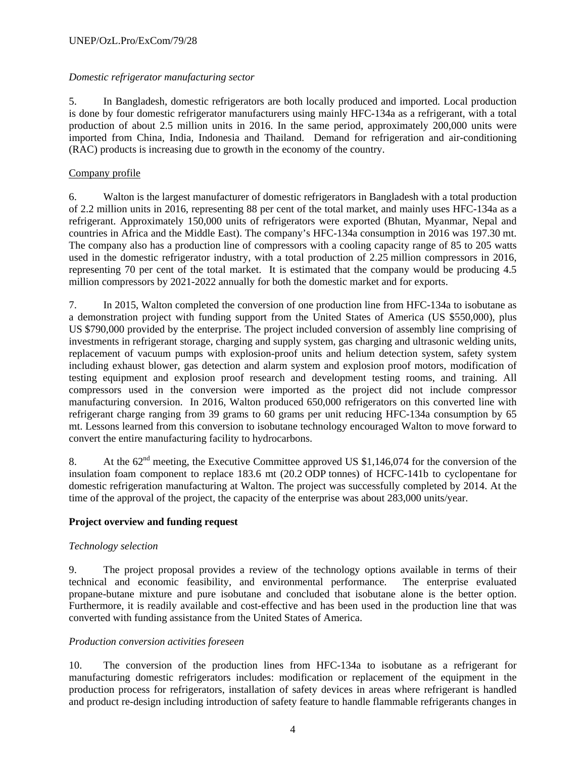*Domestic refrigerator manufacturing sector*

5. In Bangladesh, domestic refrigerators are both locally produced and imported. Local production is done by four domestic refrigerator manufacturers using mainly HFC-134a as a refrigerant, with a total production of about 2.5 million units in 2016. In the same period, approximately 200,000 units were imported from China, India, Indonesia and Thailand. Demand for refrigeration and air-conditioning (RAC) products is increasing due to growth in the economy of the country.

Company profile

6. Walton is the largest manufacturer of domestic refrigerators in Bangladesh with a total production of 2.2 million units in 2016, representing 88 per cent of the total market, and mainly uses HFC-134a as a refrigerant. Approximately 150,000 units of refrigerators were exported (Bhutan, Myanmar, Nepal and countries in Africa and the Middle East). The company's HFC-134a consumption in 2016 was 197.30 mt. The company also has a production line of compressors with a cooling capacity range of 85 to 205 watts used in the domestic refrigerator industry, with a total production of 2.25 million compressors in 2016, representing 70 per cent of the total market. It is estimated that the company would be producing 4.5 million compressors by 2021-2022 annually for both the domestic market and for exports.

7. In 2015, Walton completed the conversion of one production line from HFC-134a to isobutane as a demonstration project with funding support from the United States of America (US $550,000), plus US $790,000 provided by the enterprise. The project included conversion of assembly line comprising of investments in refrigerant storage, charging and supply system, gas charging and ultrasonic welding units, replacement of vacuum pumps with explosion-proof units and helium detection system, safety system including exhaust blower, gas detection and alarm system and explosion proof motors, modification of testing equipment and explosion proof research and development testing rooms, and training. All compressors used in the conversion were imported as the project did not include compressor manufacturing conversion. In 2016, Walton produced 650,000 refrigerators on this converted line with refrigerant charge ranging from 39 grams to 60 grams per unit reducing HFC-134a consumption by 65 mt. Lessons learned from this conversion to isobutane technology encouraged Walton to move forward to convert the entire manufacturing facility to hydrocarbons.

8. At the 62nd meeting, the Executive Committee approved US $1,146,074 for the conversion of the insulation foam component to replace 183.6 mt (20.2 ODP tonnes) of HCFC-141b to cyclopentane for domestic refrigeration manufacturing at Walton. The project was successfully completed by 2014. At the time of the approval of the project, the capacity of the enterprise was about 283,000 units/year.

**Project overview and funding request**

*Technology selection*

9. The project proposal provides a review of the technology options available in terms of their technical and economic feasibility, and environmental performance. The enterprise evaluated propane-butane mixture and pure isobutane and concluded that isobutane alone is the better option. Furthermore, it is readily available and cost-effective and has been used in the production line that was converted with funding assistance from the United States of America.

*Production conversion activities foreseen*

10. The conversion of the production lines from HFC-134a to isobutane as a refrigerant for manufacturing domestic refrigerators includes: modification or replacement of the equipment in the production process for refrigerators, installation of safety devices in areas where refrigerant is handled and product re-design including introduction of safety feature to handle flammable refrigerants changes in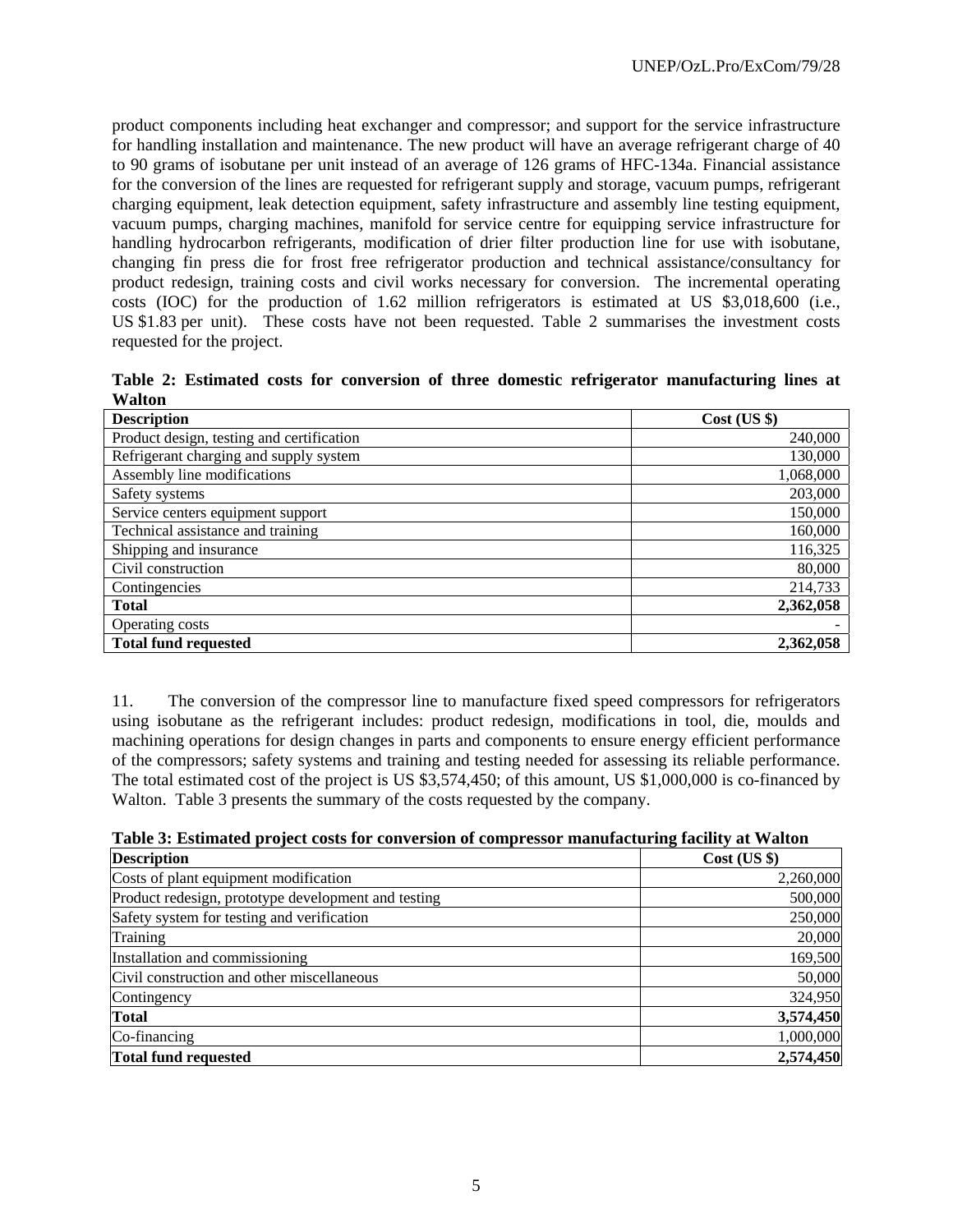product components including heat exchanger and compressor; and support for the service infrastructure for handling installation and maintenance. The new product will have an average refrigerant charge of 40 to 90 grams of isobutane per unit instead of an average of 126 grams of HFC-134a. Financial assistance for the conversion of the lines are requested for refrigerant supply and storage, vacuum pumps, refrigerant charging equipment, leak detection equipment, safety infrastructure and assembly line testing equipment, vacuum pumps, charging machines, manifold for service centre for equipping service infrastructure for handling hydrocarbon refrigerants, modification of drier filter production line for use with isobutane, changing fin press die for frost free refrigerator production and technical assistance/consultancy for product redesign, training costs and civil works necessary for conversion. The incremental operating costs (IOC) for the production of 1.62 million refrigerators is estimated at US $3,018,600 (i.e., US $1.83 per unit). These costs have not been requested. Table 2 summarises the investment costs requested for the project.

**Table 2: Estimated costs for conversion of three domestic refrigerator manufacturing lines at Walton**

| Description | Cost (US $) |
|---|---:|
| Product design, testing and certification | 240,000 |
| Refrigerant charging and supply system | 130,000 |
| Assembly line modifications | 1,068,000 |
| Safety systems | 203,000 |
| Service centers equipment support | 150,000 |
| Technical assistance and training | 160,000 |
| Shipping and insurance | 116,325 |
| Civil construction | 80,000 |
| Contingencies | 214,733 |
| **Total** | **2,362,058** |
| Operating costs | - |
| **Total fund requested** | **2,362,058** |

11. The conversion of the compressor line to manufacture fixed speed compressors for refrigerators using isobutane as the refrigerant includes: product redesign, modifications in tool, die, moulds and machining operations for design changes in parts and components to ensure energy efficient performance of the compressors; safety systems and training and testing needed for assessing its reliable performance. The total estimated cost of the project is US $3,574,450; of this amount, US $1,000,000 is co-financed by Walton. Table 3 presents the summary of the costs requested by the company.

**Table 3: Estimated project costs for conversion of compressor manufacturing facility at Walton**

| Description | Cost (US $) |
|---|---:|
| Costs of plant equipment modification | 2,260,000 |
| Product redesign, prototype development and testing | 500,000 |
| Safety system for testing and verification | 250,000 |
| Training | 20,000 |
| Installation and commissioning | 169,500 |
| Civil construction and other miscellaneous | 50,000 |
| Contingency | 324,950 |
| **Total** | **3,574,450** |
| Co-financing | 1,000,000 |
| **Total fund requested** | **2,574,450** |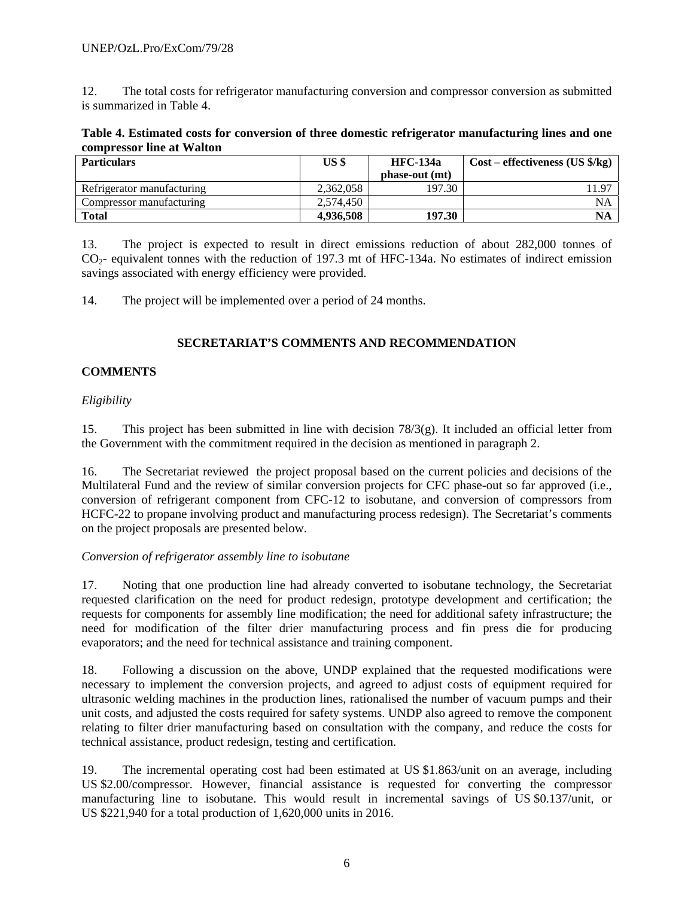12. The total costs for refrigerator manufacturing conversion and compressor conversion as submitted is summarized in Table 4.

**Table 4. Estimated costs for conversion of three domestic refrigerator manufacturing lines and one compressor line at Walton**

| Particulars | US $ | HFC-134a phase-out (mt) | Cost – effectiveness (US $/kg) |
|---|---|---|---|
| Refrigerator manufacturing | 2,362,058 | 197.30 | 11.97 |
| Compressor manufacturing | 2,574,450 | | NA |
| **Total** | **4,936,508** | **197.30** | **NA** |

13. The project is expected to result in direct emissions reduction of about 282,000 tonnes of $CO_2$- equivalent tonnes with the reduction of 197.3 mt of HFC-134a. No estimates of indirect emission savings associated with energy efficiency were provided.

14. The project will be implemented over a period of 24 months.

## SECRETARIAT'S COMMENTS AND RECOMMENDATION

### COMMENTS

*Eligibility*

15. This project has been submitted in line with decision 78/3(g). It included an official letter from the Government with the commitment required in the decision as mentioned in paragraph 2.

16. The Secretariat reviewed the project proposal based on the current policies and decisions of the Multilateral Fund and the review of similar conversion projects for CFC phase-out so far approved (i.e., conversion of refrigerant component from CFC-12 to isobutane, and conversion of compressors from HCFC-22 to propane involving product and manufacturing process redesign). The Secretariat's comments on the project proposals are presented below.

*Conversion of refrigerator assembly line to isobutane*

17. Noting that one production line had already converted to isobutane technology, the Secretariat requested clarification on the need for product redesign, prototype development and certification; the requests for components for assembly line modification; the need for additional safety infrastructure; the need for modification of the filter drier manufacturing process and fin press die for producing evaporators; and the need for technical assistance and training component.

18. Following a discussion on the above, UNDP explained that the requested modifications were necessary to implement the conversion projects, and agreed to adjust costs of equipment required for ultrasonic welding machines in the production lines, rationalised the number of vacuum pumps and their unit costs, and adjusted the costs required for safety systems. UNDP also agreed to remove the component relating to filter drier manufacturing based on consultation with the company, and reduce the costs for technical assistance, product redesign, testing and certification.

19. The incremental operating cost had been estimated at US $1.863/unit on an average, including US $2.00/compressor. However, financial assistance is requested for converting the compressor manufacturing line to isobutane. This would result in incremental savings of US $0.137/unit, or US $221,940 for a total production of 1,620,000 units in 2016.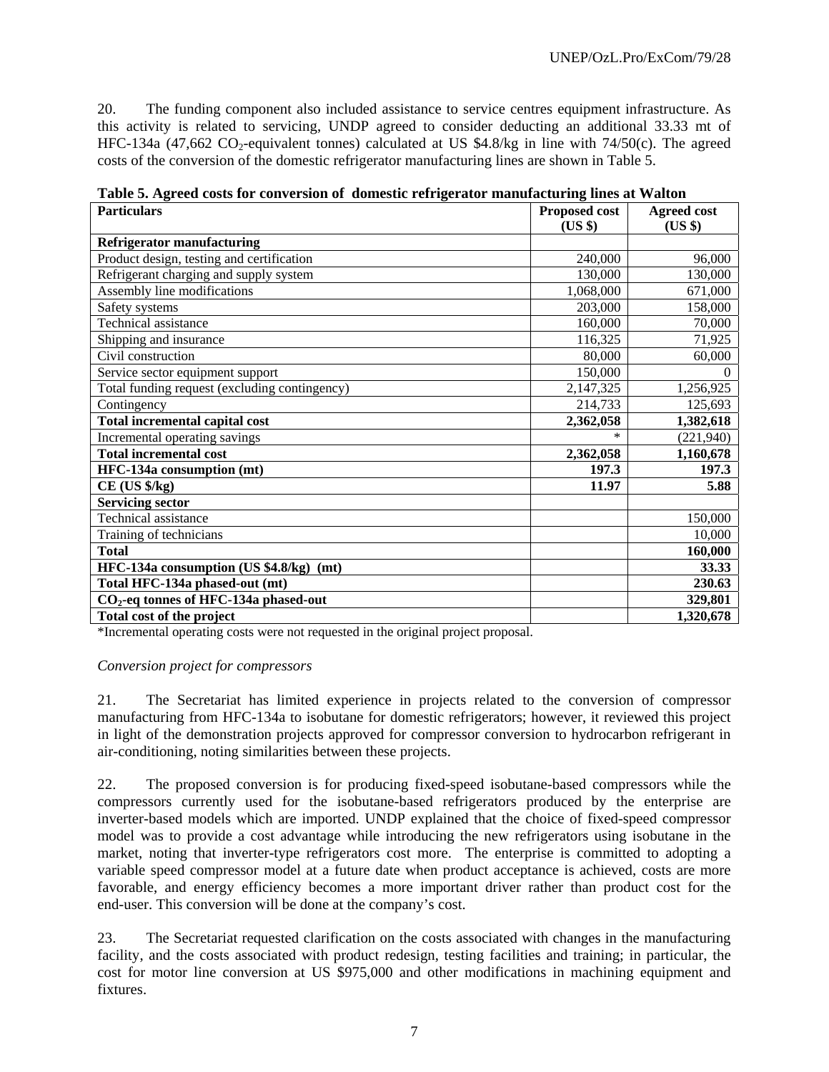20. The funding component also included assistance to service centres equipment infrastructure. As this activity is related to servicing, UNDP agreed to consider deducting an additional 33.33 mt of HFC-134a (47,662 $CO_2$-equivalent tonnes) calculated at US $4.8/kg in line with 74/50(c). The agreed costs of the conversion of the domestic refrigerator manufacturing lines are shown in Table 5.

**Table 5. Agreed costs for conversion of domestic refrigerator manufacturing lines at Walton**

| Particulars | Proposed cost (US $) | Agreed cost (US $) |
|---|---|---|
| **Refrigerator manufacturing** | | |
| Product design, testing and certification | 240,000 | 96,000 |
| Refrigerant charging and supply system | 130,000 | 130,000 |
| Assembly line modifications | 1,068,000 | 671,000 |
| Safety systems | 203,000 | 158,000 |
| Technical assistance | 160,000 | 70,000 |
| Shipping and insurance | 116,325 | 71,925 |
| Civil construction | 80,000 | 60,000 |
| Service sector equipment support | 150,000 | 0 |
| Total funding request (excluding contingency) | 2,147,325 | 1,256,925 |
| Contingency | 214,733 | 125,693 |
| **Total incremental capital cost** | **2,362,058** | **1,382,618** |
| Incremental operating savings | * | (221,940) |
| **Total incremental cost** | **2,362,058** | **1,160,678** |
| **HFC-134a consumption (mt)** | **197.3** | **197.3** |
| **CE (US $/kg)** | **11.97** | **5.88** |
| **Servicing sector** | | |
| Technical assistance | | 150,000 |
| Training of technicians | | 10,000 |
| **Total** | | **160,000** |
| **HFC-134a consumption (US $4.8/kg) (mt)** | | **33.33** |
| **Total HFC-134a phased-out (mt)** | | **230.63** |
| **$CO_2$-eq tonnes of HFC-134a phased-out** | | **329,801** |
| **Total cost of the project** | | **1,320,678** |

*Incremental operating costs were not requested in the original project proposal.

*Conversion project for compressors*

21. The Secretariat has limited experience in projects related to the conversion of compressor manufacturing from HFC-134a to isobutane for domestic refrigerators; however, it reviewed this project in light of the demonstration projects approved for compressor conversion to hydrocarbon refrigerant in air-conditioning, noting similarities between these projects.

22. The proposed conversion is for producing fixed-speed isobutane-based compressors while the compressors currently used for the isobutane-based refrigerators produced by the enterprise are inverter-based models which are imported. UNDP explained that the choice of fixed-speed compressor model was to provide a cost advantage while introducing the new refrigerators using isobutane in the market, noting that inverter-type refrigerators cost more. The enterprise is committed to adopting a variable speed compressor model at a future date when product acceptance is achieved, costs are more favorable, and energy efficiency becomes a more important driver rather than product cost for the end-user. This conversion will be done at the company's cost.

23. The Secretariat requested clarification on the costs associated with changes in the manufacturing facility, and the costs associated with product redesign, testing facilities and training; in particular, the cost for motor line conversion at US $975,000 and other modifications in machining equipment and fixtures.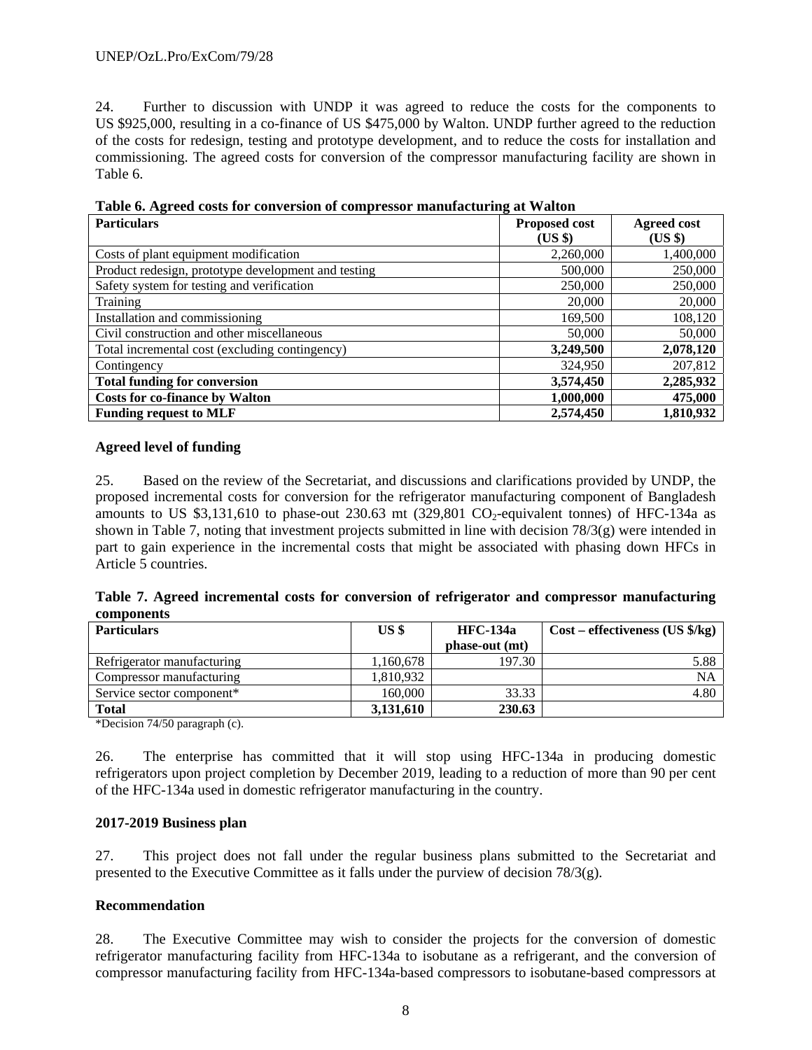24. Further to discussion with UNDP it was agreed to reduce the costs for the components to US $925,000, resulting in a co-finance of US $475,000 by Walton. UNDP further agreed to the reduction of the costs for redesign, testing and prototype development, and to reduce the costs for installation and commissioning. The agreed costs for conversion of the compressor manufacturing facility are shown in Table 6.

**Table 6. Agreed costs for conversion of compressor manufacturing at Walton**

| Particulars | Proposed cost (US $) | Agreed cost (US $) |
|---|---|---|
| Costs of plant equipment modification | 2,260,000 | 1,400,000 |
| Product redesign, prototype development and testing | 500,000 | 250,000 |
| Safety system for testing and verification | 250,000 | 250,000 |
| Training | 20,000 | 20,000 |
| Installation and commissioning | 169,500 | 108,120 |
| Civil construction and other miscellaneous | 50,000 | 50,000 |
| Total incremental cost (excluding contingency) | **3,249,500** | **2,078,120** |
| Contingency | 324,950 | 207,812 |
| **Total funding for conversion** | **3,574,450** | **2,285,932** |
| **Costs for co-finance by Walton** | **1,000,000** | **475,000** |
| **Funding request to MLF** | **2,574,450** | **1,810,932** |

**Agreed level of funding**

25. Based on the review of the Secretariat, and discussions and clarifications provided by UNDP, the proposed incremental costs for conversion for the refrigerator manufacturing component of Bangladesh amounts to US $3,131,610 to phase-out 230.63 mt (329,801 $CO_2$-equivalent tonnes) of HFC-134a as shown in Table 7, noting that investment projects submitted in line with decision 78/3(g) were intended in part to gain experience in the incremental costs that might be associated with phasing down HFCs in Article 5 countries.

**Table 7. Agreed incremental costs for conversion of refrigerator and compressor manufacturing components**

| Particulars | US $ | HFC-134a phase-out (mt) | Cost – effectiveness (US $/kg) |
|---|---|---|---|
| Refrigerator manufacturing | 1,160,678 | 197.30 | 5.88 |
| Compressor manufacturing | 1,810,932 | | NA |
| Service sector component* | 160,000 | 33.33 | 4.80 |
| **Total** | **3,131,610** | **230.63** | |

*Decision 74/50 paragraph (c).

26. The enterprise has committed that it will stop using HFC-134a in producing domestic refrigerators upon project completion by December 2019, leading to a reduction of more than 90 per cent of the HFC-134a used in domestic refrigerator manufacturing in the country.

**2017-2019 Business plan**

27. This project does not fall under the regular business plans submitted to the Secretariat and presented to the Executive Committee as it falls under the purview of decision 78/3(g).

**Recommendation**

28. The Executive Committee may wish to consider the projects for the conversion of domestic refrigerator manufacturing facility from HFC-134a to isobutane as a refrigerant, and the conversion of compressor manufacturing facility from HFC-134a-based compressors to isobutane-based compressors at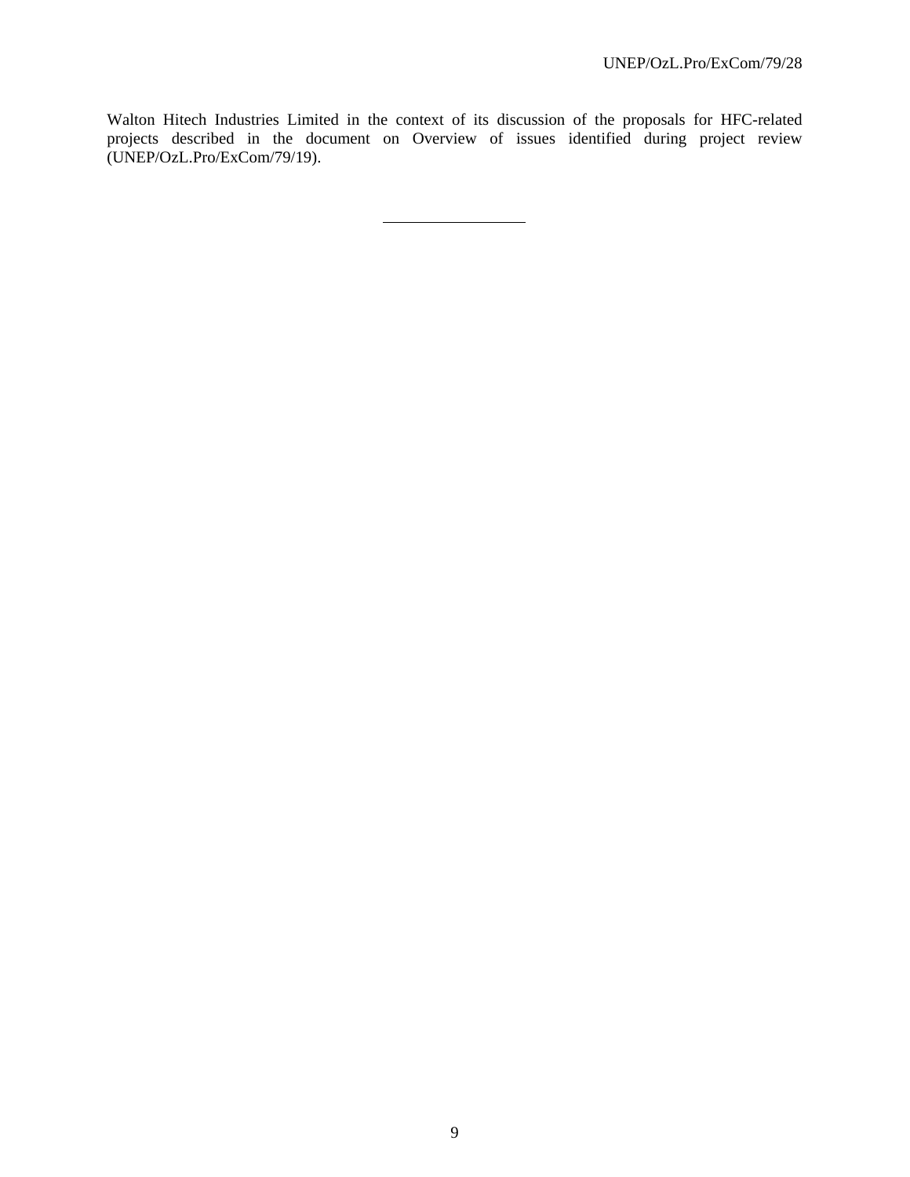Walton Hitech Industries Limited in the context of its discussion of the proposals for HFC-related projects described in the document on Overview of issues identified during project review (UNEP/OzL.Pro/ExCom/79/19).